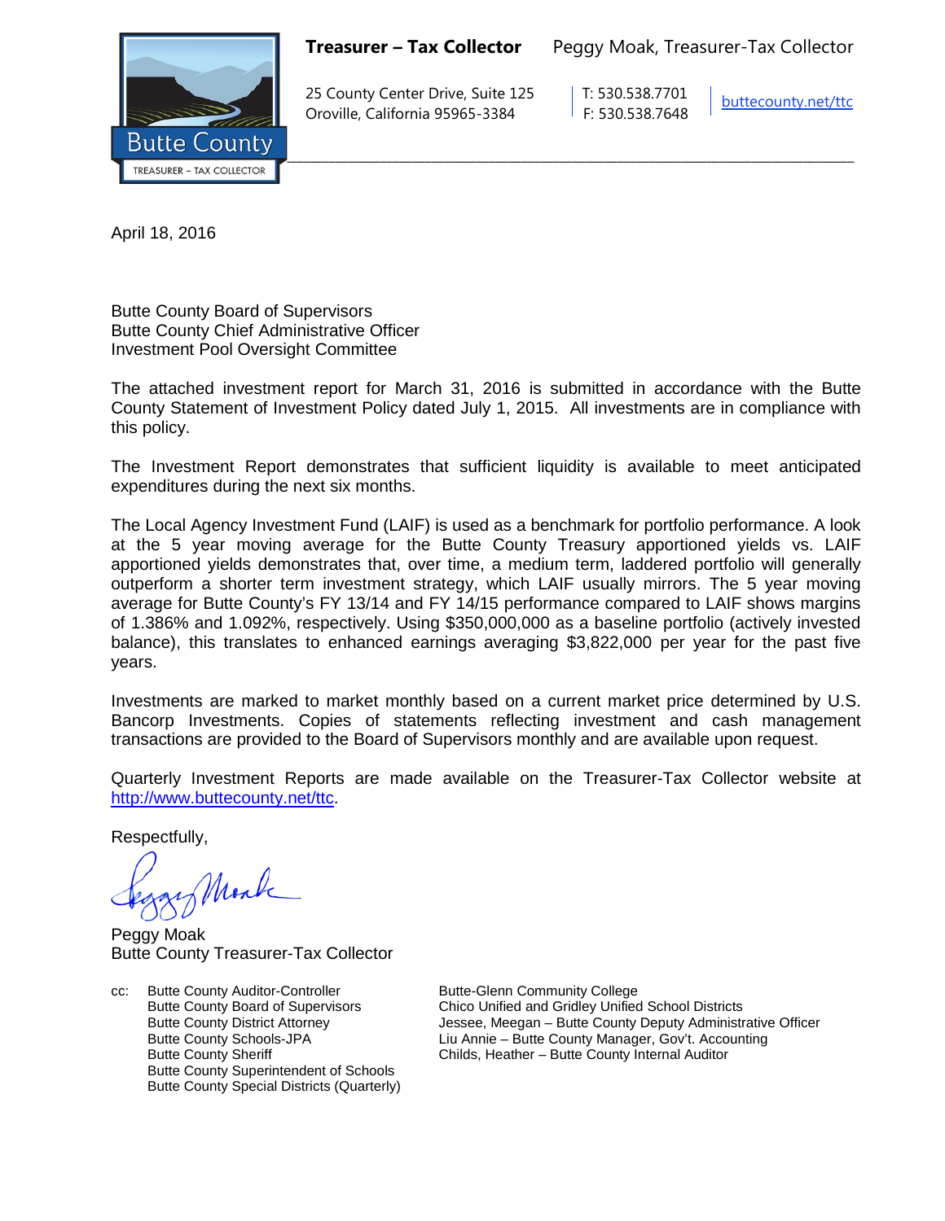**Treasurer – Tax Collector** Peggy Moak, Treasurer-Tax Collector

25 County Center Drive, Suite 125
Oroville, California 95965-3384

T: 530.538.7701
F: 530.538.7648

buttecounty.net/ttc

Butte County
TREASURER – TAX COLLECTOR

April 18, 2016

Butte County Board of Supervisors
Butte County Chief Administrative Officer
Investment Pool Oversight Committee

The attached investment report for March 31, 2016 is submitted in accordance with the Butte County Statement of Investment Policy dated July 1, 2015. All investments are in compliance with this policy.

The Investment Report demonstrates that sufficient liquidity is available to meet anticipated expenditures during the next six months.

The Local Agency Investment Fund (LAIF) is used as a benchmark for portfolio performance. A look at the 5 year moving average for the Butte County Treasury apportioned yields vs. LAIF apportioned yields demonstrates that, over time, a medium term, laddered portfolio will generally outperform a shorter term investment strategy, which LAIF usually mirrors. The 5 year moving average for Butte County's FY 13/14 and FY 14/15 performance compared to LAIF shows margins of 1.386% and 1.092%, respectively. Using $350,000,000 as a baseline portfolio (actively invested balance), this translates to enhanced earnings averaging $3,822,000 per year for the past five years.

Investments are marked to market monthly based on a current market price determined by U.S. Bancorp Investments. Copies of statements reflecting investment and cash management transactions are provided to the Board of Supervisors monthly and are available upon request.

Quarterly Investment Reports are made available on the Treasurer-Tax Collector website at http://www.buttecounty.net/ttc.

Respectfully,

Peggy Moak
Butte County Treasurer-Tax Collector

cc: Butte County Auditor-Controller
Butte County Board of Supervisors
Butte County District Attorney
Butte County Schools-JPA
Butte County Sheriff
Butte County Superintendent of Schools
Butte County Special Districts (Quarterly)
Butte-Glenn Community College
Chico Unified and Gridley Unified School Districts
Jessee, Meegan – Butte County Deputy Administrative Officer
Liu Annie – Butte County Manager, Gov't. Accounting
Childs, Heather – Butte County Internal Auditor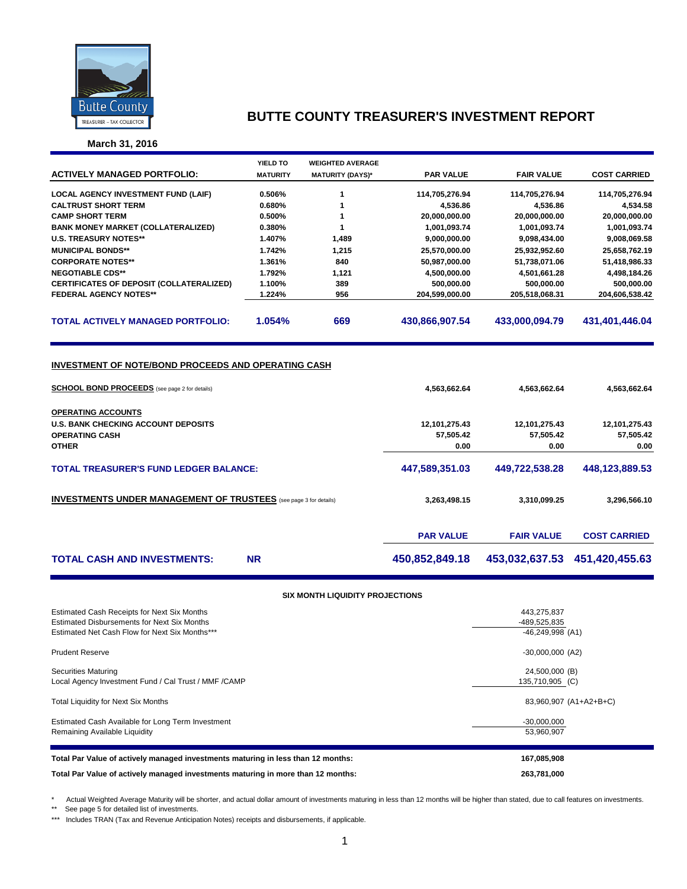# BUTTE COUNTY TREASURER'S INVESTMENT REPORT

**March 31, 2016**

| ACTIVELY MANAGED PORTFOLIO: | YIELD TO MATURITY | WEIGHTED AVERAGE MATURITY (DAYS)* | PAR VALUE | FAIR VALUE | COST CARRIED |
|---|---|---|---|---|---|
| LOCAL AGENCY INVESTMENT FUND (LAIF) | 0.506% | 1 | 114,705,276.94 | 114,705,276.94 | 114,705,276.94 |
| CALTRUST SHORT TERM | 0.680% | 1 | 4,536.86 | 4,536.86 | 4,534.58 |
| CAMP SHORT TERM | 0.500% | 1 | 20,000,000.00 | 20,000,000.00 | 20,000,000.00 |
| BANK MONEY MARKET (COLLATERALIZED) | 0.380% | 1 | 1,001,093.74 | 1,001,093.74 | 1,001,093.74 |
| U.S. TREASURY NOTES** | 1.407% | 1,489 | 9,000,000.00 | 9,098,434.00 | 9,008,069.58 |
| MUNICIPAL BONDS** | 1.742% | 1,215 | 25,570,000.00 | 25,932,952.60 | 25,658,762.19 |
| CORPORATE NOTES** | 1.361% | 840 | 50,987,000.00 | 51,738,071.06 | 51,418,986.33 |
| NEGOTIABLE CDS** | 1.792% | 1,121 | 4,500,000.00 | 4,501,661.28 | 4,498,184.26 |
| CERTIFICATES OF DEPOSIT (COLLATERALIZED) | 1.100% | 389 | 500,000.00 | 500,000.00 | 500,000.00 |
| FEDERAL AGENCY NOTES** | 1.224% | 956 | 204,599,000.00 | 205,518,068.31 | 204,606,538.42 |
| **TOTAL ACTIVELY MANAGED PORTFOLIO:** | **1.054%** | **669** | **430,866,907.54** | **433,000,094.79** | **431,401,446.04** |

## INVESTMENT OF NOTE/BOND PROCEEDS AND OPERATING CASH

| | PAR VALUE | FAIR VALUE | COST CARRIED |
|---|---|---|---|
| **SCHOOL BOND PROCEEDS** (see page 2 for details) | 4,563,662.64 | 4,563,662.64 | 4,563,662.64 |
| **OPERATING ACCOUNTS** | | | |
| U.S. BANK CHECKING ACCOUNT DEPOSITS | 12,101,275.43 | 12,101,275.43 | 12,101,275.43 |
| OPERATING CASH | 57,505.42 | 57,505.42 | 57,505.42 |
| OTHER | 0.00 | 0.00 | 0.00 |
| **TOTAL TREASURER'S FUND LEDGER BALANCE:** | **447,589,351.03** | **449,722,538.28** | **448,123,889.53** |
| **INVESTMENTS UNDER MANAGEMENT OF TRUSTEES** (see page 3 for details) | 3,263,498.15 | 3,310,099.25 | 3,296,566.10 |

| | | PAR VALUE | FAIR VALUE | COST CARRIED |
|---|---|---|---|---|
| **TOTAL CASH AND INVESTMENTS:** | **NR** | **450,852,849.18** | **453,032,637.53** | **451,420,455.63** |

### SIX MONTH LIQUIDITY PROJECTIONS

| | |
|---|---|
| Estimated Cash Receipts for Next Six Months | 443,275,837 |
| Estimated Disbursements for Next Six Months | -489,525,835 |
| Estimated Net Cash Flow for Next Six Months*** | -46,249,998 (A1) |
| Prudent Reserve | -30,000,000 (A2) |
| Securities Maturing | 24,500,000 (B) |
| Local Agency Investment Fund / Cal Trust / MMF /CAMP | 135,710,905 (C) |
| Total Liquidity for Next Six Months | 83,960,907 (A1+A2+B+C) |
| Estimated Cash Available for Long Term Investment | -30,000,000 |
| Remaining Available Liquidity | 53,960,907 |

| | |
|---|---|
| **Total Par Value of actively managed investments maturing in less than 12 months:** | **167,085,908** |
| **Total Par Value of actively managed investments maturing in more than 12 months:** | **263,781,000** |

\* Actual Weighted Average Maturity will be shorter, and actual dollar amount of investments maturing in less than 12 months will be higher than stated, due to call features on investments.

\*\* See page 5 for detailed list of investments.

\*\*\* Includes TRAN (Tax and Revenue Anticipation Notes) receipts and disbursements, if applicable.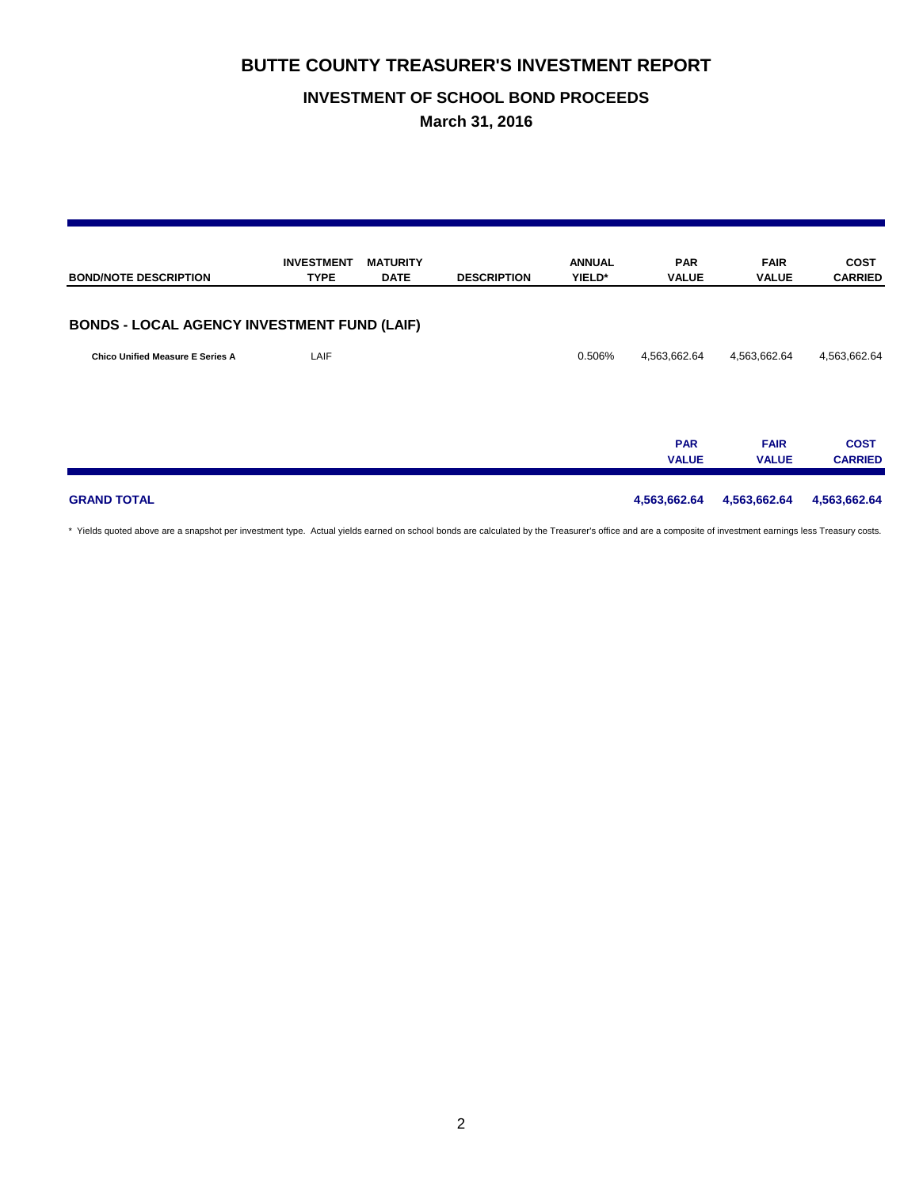# BUTTE COUNTY TREASURER'S INVESTMENT REPORT

## INVESTMENT OF SCHOOL BOND PROCEEDS

**March 31, 2016**

| BOND/NOTE DESCRIPTION | INVESTMENT TYPE | MATURITY DATE | DESCRIPTION | ANNUAL YIELD* | PAR VALUE | FAIR VALUE | COST CARRIED |
|---|---|---|---|---|---|---|---|
| **BONDS - LOCAL AGENCY INVESTMENT FUND (LAIF)** | | | | | | | |
| **Chico Unified Measure E Series A** | LAIF | | | 0.506% | 4,563,662.64 | 4,563,662.64 | 4,563,662.64 |

| | PAR VALUE | FAIR VALUE | COST CARRIED |
|---|---|---|---|
| **GRAND TOTAL** | **4,563,662.64** | **4,563,662.64** | **4,563,662.64** |

\* Yields quoted above are a snapshot per investment type. Actual yields earned on school bonds are calculated by the Treasurer's office and are a composite of investment earnings less Treasury costs.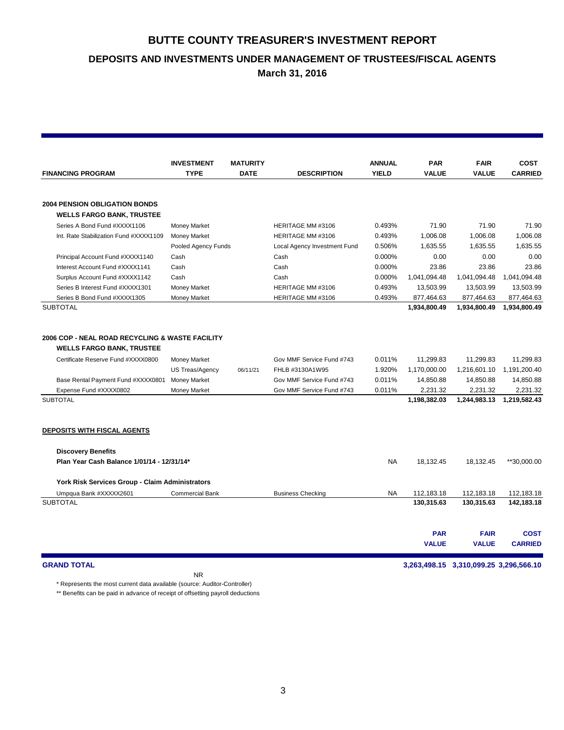# BUTTE COUNTY TREASURER'S INVESTMENT REPORT

## DEPOSITS AND INVESTMENTS UNDER MANAGEMENT OF TRUSTEES/FISCAL AGENTS

### March 31, 2016

| FINANCING PROGRAM | INVESTMENT TYPE | MATURITY DATE | DESCRIPTION | ANNUAL YIELD | PAR VALUE | FAIR VALUE | COST CARRIED |
|---|---|---|---|---|---|---|---|
| **2004 PENSION OBLIGATION BONDS** | | | | | | | |
| **WELLS FARGO BANK, TRUSTEE** | | | | | | | |
| Series A Bond Fund #XXXX1106 | Money Market | | HERITAGE MM #3106 | 0.493% | 71.90 | 71.90 | 71.90 |
| Int. Rate Stabilization Fund #XXXX1109 | Money Market | | HERITAGE MM #3106 | 0.493% | 1,006.08 | 1,006.08 | 1,006.08 |
| | Pooled Agency Funds | | Local Agency Investment Fund | 0.506% | 1,635.55 | 1,635.55 | 1,635.55 |
| Principal Account Fund #XXXX1140 | Cash | | Cash | 0.000% | 0.00 | 0.00 | 0.00 |
| Interest Account Fund #XXXX1141 | Cash | | Cash | 0.000% | 23.86 | 23.86 | 23.86 |
| Surplus Account Fund #XXXX1142 | Cash | | Cash | 0.000% | 1,041,094.48 | 1,041,094.48 | 1,041,094.48 |
| Series B Interest Fund #XXXX1301 | Money Market | | HERITAGE MM #3106 | 0.493% | 13,503.99 | 13,503.99 | 13,503.99 |
| Series B Bond Fund #XXXX1305 | Money Market | | HERITAGE MM #3106 | 0.493% | 877,464.63 | 877,464.63 | 877,464.63 |
| SUBTOTAL | | | | | **1,934,800.49** | **1,934,800.49** | **1,934,800.49** |
| **2006 COP - NEAL ROAD RECYCLING & WASTE FACILITY** | | | | | | | |
| **WELLS FARGO BANK, TRUSTEE** | | | | | | | |
| Certificate Reserve Fund #XXXX0800 | Money Market | | Gov MMF Service Fund #743 | 0.011% | 11,299.83 | 11,299.83 | 11,299.83 |
| | US Treas/Agency | 06/11/21 | FHLB #3130A1W95 | 1.920% | 1,170,000.00 | 1,216,601.10 | 1,191,200.40 |
| Base Rental Payment Fund #XXXX0801 | Money Market | | Gov MMF Service Fund #743 | 0.011% | 14,850.88 | 14,850.88 | 14,850.88 |
| Expense Fund #XXXX0802 | Money Market | | Gov MMF Service Fund #743 | 0.011% | 2,231.32 | 2,231.32 | 2,231.32 |
| SUBTOTAL | | | | | **1,198,382.03** | **1,244,983.13** | **1,219,582.43** |
| **DEPOSITS WITH FISCAL AGENTS** | | | | | | | |
| **Discovery Benefits** | | | | | | | |
| **Plan Year Cash Balance 1/01/14 - 12/31/14*** | | | | NA | 18,132.45 | 18,132.45 | **30,000.00 |
| **York Risk Services Group - Claim Administrators** | | | | | | | |
| Umpqua Bank #XXXXX2601 | Commercial Bank | | Business Checking | NA | 112,183.18 | 112,183.18 | 112,183.18 |
| SUBTOTAL | | | | | **130,315.63** | **130,315.63** | **142,183.18** |

| | PAR VALUE | FAIR VALUE | COST CARRIED |
|---|---|---|---|
| **GRAND TOTAL** | **3,263,498.15** | **3,310,099.25** | **3,296,566.10** |

NR

\* Represents the most current data available (source: Auditor-Controller)

\*\* Benefits can be paid in advance of receipt of offsetting payroll deductions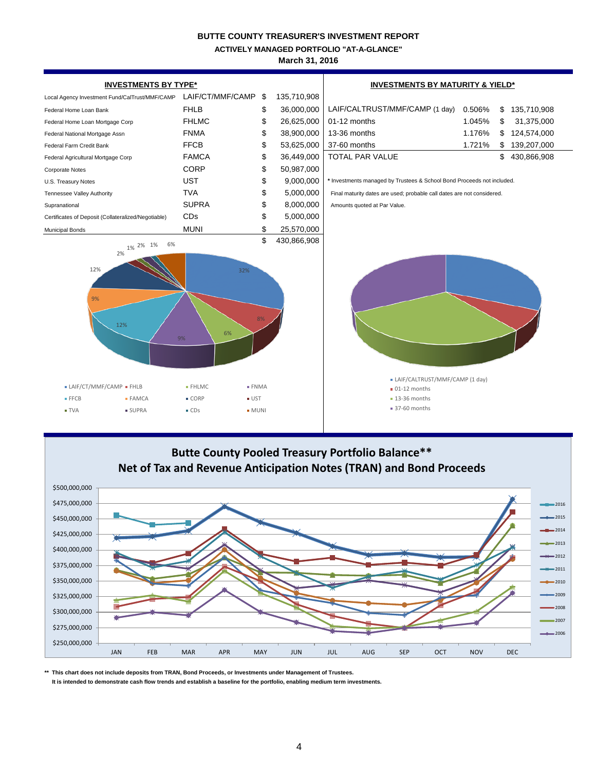# BUTTE COUNTY TREASURER'S INVESTMENT REPORT

## ACTIVELY MANAGED PORTFOLIO "AT-A-GLANCE"

**March 31, 2016**

### INVESTMENTS BY TYPE*

| | | | |
|---|---|---|---|
| Local Agency Investment Fund/CalTrust/MMF/CAMP | LAIF/CT/MMF/CAMP | $ | 135,710,908 |
| Federal Home Loan Bank | FHLB | $ | 36,000,000 |
| Federal Home Loan Mortgage Corp | FHLMC | $ | 26,625,000 |
| Federal National Mortgage Assn | FNMA | $ | 38,900,000 |
| Federal Farm Credit Bank | FFCB | $ | 53,625,000 |
| Federal Agricultural Mortgage Corp | FAMCA | $ | 36,449,000 |
| Corporate Notes | CORP | $ | 50,987,000 |
| U.S. Treasury Notes | UST | $ | 9,000,000 |
| Tennessee Valley Authority | TVA | $ | 5,000,000 |
| Supranational | SUPRA | $ | 8,000,000 |
| Certificates of Deposit (Collateralized/Negotiable) | CDs | $ | 5,000,000 |
| Municipal Bonds | MUNI | $ | 25,570,000 |
| | | $ | 430,866,908 |

### INVESTMENTS BY MATURITY & YIELD*

| | | | |
|---|---|---|---|
| LAIF/CALTRUST/MMF/CAMP (1 day) | 0.506% | $ | 135,710,908 |
| 01-12 months | 1.045% | $ | 31,375,000 |
| 13-36 months | 1.176% | $ | 124,574,000 |
| 37-60 months | 1.721% | $ | 139,207,000 |
| TOTAL PAR VALUE | | $ | 430,866,908 |

\* Investments managed by Trustees & School Bond Proceeds not included.

Final maturity dates are used; probable call dates are not considered.

Amounts quoted at Par Value.

## Butte County Pooled Treasury Portfolio Balance**
## Net of Tax and Revenue Anticipation Notes (TRAN) and Bond Proceeds

** This chart does not include deposits from TRAN, Bond Proceeds, or Investments under Management of Trustees.
It is intended to demonstrate cash flow trends and establish a baseline for the portfolio, enabling medium term investments.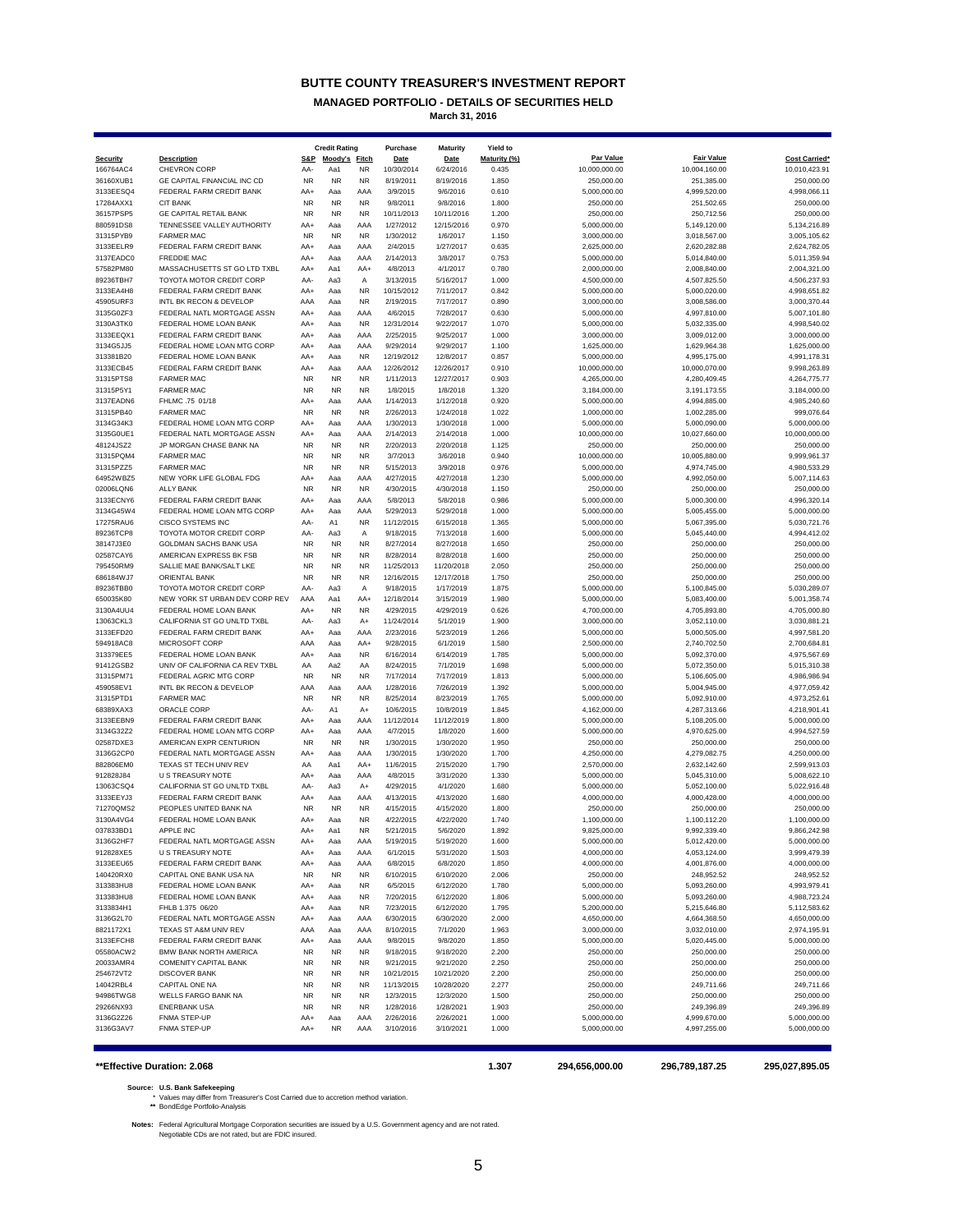# BUTTE COUNTY TREASURER'S INVESTMENT REPORT

## MANAGED PORTFOLIO - DETAILS OF SECURITIES HELD

**March 31, 2016**

| Security | Description | Credit Rating S&P | Credit Rating Moody's | Credit Rating Fitch | Purchase Date | Maturity Date | Yield to Maturity (%) | Par Value | Fair Value | Cost Carried* |
|---|---|---|---|---|---|---|---|---|---|---|
| 166764AC4 | CHEVRON CORP | AA- | Aa1 | NR | 10/30/2014 | 6/24/2016 | 0.435 | 10,000,000.00 | 10,004,160.00 | 10,010,423.91 |
| 36160XUB1 | GE CAPITAL FINANCIAL INC CD | NR | NR | NR | 8/19/2011 | 8/19/2016 | 1.850 | 250,000.00 | 251,385.00 | 250,000.00 |
| 3133EESQ4 | FEDERAL FARM CREDIT BANK | AA+ | Aaa | AAA | 3/9/2015 | 9/6/2016 | 0.610 | 5,000,000.00 | 4,999,520.00 | 4,998,066.11 |
| 17284AXX1 | CIT BANK | NR | NR | NR | 9/8/2011 | 9/8/2016 | 1.800 | 250,000.00 | 251,502.65 | 250,000.00 |
| 36157PSP5 | GE CAPITAL RETAIL BANK | NR | NR | NR | 10/11/2013 | 10/11/2016 | 1.200 | 250,000.00 | 250,712.56 | 250,000.00 |
| 880591DS8 | TENNESSEE VALLEY AUTHORITY | AA+ | Aaa | AAA | 1/27/2012 | 12/15/2016 | 0.970 | 5,000,000.00 | 5,149,120.00 | 5,134,216.89 |
| 31315PYB9 | FARMER MAC | NR | NR | NR | 1/30/2012 | 1/6/2017 | 1.150 | 3,000,000.00 | 3,018,567.00 | 3,005,105.62 |
| 3133EELR9 | FEDERAL FARM CREDIT BANK | AA+ | Aaa | AAA | 2/4/2015 | 1/27/2017 | 0.635 | 2,625,000.00 | 2,620,282.88 | 2,624,782.05 |
| 3137EADC0 | FREDDIE MAC | AA+ | Aaa | AAA | 2/14/2013 | 3/8/2017 | 0.753 | 5,000,000.00 | 5,014,840.00 | 5,011,359.94 |
| 57582PM80 | MASSACHUSETTS ST GO LTD TXBL | AA+ | Aa1 | AA+ | 4/8/2013 | 4/1/2017 | 0.780 | 2,000,000.00 | 2,008,840.00 | 2,004,321.00 |
| 89236TBH7 | TOYOTA MOTOR CREDIT CORP | AA- | Aa3 | A | 3/13/2015 | 5/16/2017 | 1.000 | 4,500,000.00 | 4,507,825.50 | 4,506,237.93 |
| 3133EA4H8 | FEDERAL FARM CREDIT BANK | AA+ | Aaa | NR | 10/15/2012 | 7/11/2017 | 0.842 | 5,000,000.00 | 5,000,020.00 | 4,998,651.82 |
| 45905URF3 | INTL BK RECON & DEVELOP | AAA | Aaa | NR | 2/19/2015 | 7/17/2017 | 0.890 | 3,000,000.00 | 3,008,586.00 | 3,000,370.44 |
| 3135G0ZF3 | FEDERAL NATL MORTGAGE ASSN | AA+ | Aaa | AAA | 4/6/2015 | 7/28/2017 | 0.630 | 5,000,000.00 | 4,997,810.00 | 5,007,101.80 |
| 3130A3TK0 | FEDERAL HOME LOAN BANK | AA+ | Aaa | NR | 12/31/2014 | 9/22/2017 | 1.070 | 5,000,000.00 | 5,032,335.00 | 4,998,540.02 |
| 3133EEQX1 | FEDERAL FARM CREDIT BANK | AA+ | Aaa | AAA | 2/25/2015 | 9/25/2017 | 1.000 | 3,000,000.00 | 3,009,012.00 | 3,000,000.00 |
| 3134G5JJ5 | FEDERAL HOME LOAN MTG CORP | AA+ | Aaa | AAA | 9/29/2014 | 9/29/2017 | 1.100 | 1,625,000.00 | 1,629,964.38 | 1,625,000.00 |
| 313381B20 | FEDERAL HOME LOAN BANK | AA+ | Aaa | NR | 12/19/2012 | 12/8/2017 | 0.857 | 5,000,000.00 | 4,995,175.00 | 4,991,178.31 |
| 3133ECB45 | FEDERAL FARM CREDIT BANK | AA+ | Aaa | AAA | 12/26/2012 | 12/26/2017 | 0.910 | 10,000,000.00 | 10,000,070.00 | 9,998,263.89 |
| 31315PTS8 | FARMER MAC | NR | NR | NR | 1/11/2013 | 12/27/2017 | 0.903 | 4,265,000.00 | 4,280,409.45 | 4,264,775.77 |
| 31315P5Y1 | FARMER MAC | NR | NR | NR | 1/8/2015 | 1/8/2018 | 1.320 | 3,184,000.00 | 3,191,173.55 | 3,184,000.00 |
| 3137EADN6 | FHLMC .75 01/18 | AA+ | Aaa | AAA | 1/14/2013 | 1/12/2018 | 0.920 | 5,000,000.00 | 4,994,885.00 | 4,985,240.60 |
| 31315PB40 | FARMER MAC | NR | NR | NR | 2/26/2013 | 1/24/2018 | 1.022 | 1,000,000.00 | 1,002,285.00 | 999,076.64 |
| 3134G34K3 | FEDERAL HOME LOAN MTG CORP | AA+ | Aaa | AAA | 1/30/2013 | 1/30/2018 | 1.000 | 5,000,000.00 | 5,000,090.00 | 5,000,000.00 |
| 3135G0UE1 | FEDERAL NATL MORTGAGE ASSN | AA+ | Aaa | AAA | 2/14/2013 | 2/14/2018 | 1.000 | 10,000,000.00 | 10,027,660.00 | 10,000,000.00 |
| 48124JSZ2 | JP MORGAN CHASE BANK NA | NR | NR | NR | 2/20/2013 | 2/20/2018 | 1.125 | 250,000.00 | 250,000.00 | 250,000.00 |
| 31315PQM4 | FARMER MAC | NR | NR | NR | 3/7/2013 | 3/6/2018 | 0.940 | 10,000,000.00 | 10,005,880.00 | 9,999,961.37 |
| 31315PZZ5 | FARMER MAC | NR | NR | NR | 5/15/2013 | 3/9/2018 | 0.976 | 5,000,000.00 | 4,974,745.00 | 4,980,533.29 |
| 64952WBZ5 | NEW YORK LIFE GLOBAL FDG | AA+ | Aaa | AAA | 4/27/2015 | 4/27/2018 | 1.230 | 5,000,000.00 | 4,992,050.00 | 5,007,114.63 |
| 02006LQN6 | ALLY BANK | NR | NR | NR | 4/30/2015 | 4/30/2018 | 1.150 | 250,000.00 | 250,000.00 | 250,000.00 |
| 3133ECNY6 | FEDERAL FARM CREDIT BANK | AA+ | Aaa | AAA | 5/8/2013 | 5/8/2018 | 0.986 | 5,000,000.00 | 5,000,300.00 | 4,996,320.14 |
| 3134G45W4 | FEDERAL HOME LOAN MTG CORP | AA+ | Aaa | AAA | 5/29/2013 | 5/29/2018 | 1.000 | 5,000,000.00 | 5,005,455.00 | 5,000,000.00 |
| 17275RAU6 | CISCO SYSTEMS INC | AA- | A1 | NR | 11/12/2015 | 6/15/2018 | 1.365 | 5,000,000.00 | 5,067,395.00 | 5,030,721.76 |
| 89236TCP8 | TOYOTA MOTOR CREDIT CORP | AA- | Aa3 | A | 9/18/2015 | 7/13/2018 | 1.600 | 5,000,000.00 | 5,045,440.00 | 4,994,412.02 |
| 38147J3E0 | GOLDMAN SACHS BANK USA | NR | NR | NR | 8/27/2014 | 8/27/2018 | 1.650 | 250,000.00 | 250,000.00 | 250,000.00 |
| 02587CAY6 | AMERICAN EXPRESS BK FSB | NR | NR | NR | 8/28/2014 | 8/28/2018 | 1.600 | 250,000.00 | 250,000.00 | 250,000.00 |
| 795450RM9 | SALLIE MAE BANK/SALT LKE | NR | NR | NR | 11/25/2013 | 11/20/2018 | 2.050 | 250,000.00 | 250,000.00 | 250,000.00 |
| 686184WJ7 | ORIENTAL BANK | NR | NR | NR | 12/16/2015 | 12/17/2018 | 1.750 | 250,000.00 | 250,000.00 | 250,000.00 |
| 89236TBB0 | TOYOTA MOTOR CREDIT CORP | AA- | Aa3 | A | 9/18/2015 | 1/17/2019 | 1.875 | 5,000,000.00 | 5,100,845.00 | 5,030,289.07 |
| 650035K80 | NEW YORK ST URBAN DEV CORP REV | AAA | Aa1 | AA+ | 12/18/2014 | 3/15/2019 | 1.980 | 5,000,000.00 | 5,083,400.00 | 5,001,358.74 |
| 3130A4UU4 | FEDERAL HOME LOAN BANK | AA+ | NR | NR | 4/29/2015 | 4/29/2019 | 0.626 | 4,700,000.00 | 4,705,893.80 | 4,705,000.80 |
| 13063CKL3 | CALIFORNIA ST GO UNLTD TXBL | AA- | Aa3 | A+ | 11/24/2014 | 5/1/2019 | 1.900 | 3,000,000.00 | 3,052,110.00 | 3,030,881.21 |
| 3133EFD20 | FEDERAL FARM CREDIT BANK | AA+ | Aaa | AAA | 2/23/2016 | 5/23/2019 | 1.266 | 5,000,000.00 | 5,000,505.00 | 4,997,581.20 |
| 594918AC8 | MICROSOFT CORP | AAA | Aaa | AA+ | 9/28/2015 | 6/1/2019 | 1.580 | 2,500,000.00 | 2,740,702.50 | 2,700,684.81 |
| 313379EE5 | FEDERAL HOME LOAN BANK | AA+ | Aaa | NR | 6/16/2014 | 6/14/2019 | 1.785 | 5,000,000.00 | 5,092,370.00 | 4,975,567.69 |
| 91412GSB2 | UNIV OF CALIFORNIA CA REV TXBL | AA | Aa2 | AA | 8/24/2015 | 7/1/2019 | 1.698 | 5,000,000.00 | 5,072,350.00 | 5,015,310.38 |
| 31315PM71 | FEDERAL AGRIC MTG CORP | NR | NR | NR | 7/17/2014 | 7/17/2019 | 1.813 | 5,000,000.00 | 5,106,605.00 | 4,986,986.94 |
| 459058EV1 | INTL BK RECON & DEVELOP | AAA | Aaa | AAA | 1/28/2016 | 7/26/2019 | 1.392 | 5,000,000.00 | 5,004,945.00 | 4,977,059.42 |
| 31315PTD1 | FARMER MAC | NR | NR | NR | 8/25/2014 | 8/23/2019 | 1.765 | 5,000,000.00 | 5,092,910.00 | 4,973,252.61 |
| 68389XAX3 | ORACLE CORP | AA- | A1 | A+ | 10/6/2015 | 10/8/2019 | 1.845 | 4,162,000.00 | 4,287,313.66 | 4,218,901.41 |
| 3133EEBN9 | FEDERAL FARM CREDIT BANK | AA+ | Aaa | AAA | 11/12/2014 | 11/12/2019 | 1.800 | 5,000,000.00 | 5,108,205.00 | 5,000,000.00 |
| 3134G32Z2 | FEDERAL HOME LOAN MTG CORP | AA+ | Aaa | AAA | 4/7/2015 | 1/8/2020 | 1.600 | 5,000,000.00 | 4,970,625.00 | 4,994,527.59 |
| 02587DXE3 | AMERICAN EXPR CENTURION | NR | NR | NR | 1/30/2015 | 1/30/2020 | 1.950 | 250,000.00 | 250,000.00 | 250,000.00 |
| 3136G2CP0 | FEDERAL NATL MORTGAGE ASSN | AA+ | Aaa | AAA | 1/30/2015 | 1/30/2020 | 1.700 | 4,250,000.00 | 4,279,082.75 | 4,250,000.00 |
| 882806EM0 | TEXAS ST TECH UNIV REV | AA | Aa1 | AA+ | 11/6/2015 | 2/15/2020 | 1.790 | 2,570,000.00 | 2,632,142.60 | 2,599,913.03 |
| 912828J84 | U S TREASURY NOTE | AA+ | Aaa | AAA | 4/8/2015 | 3/31/2020 | 1.330 | 5,000,000.00 | 5,045,310.00 | 5,008,622.10 |
| 13063CSQ4 | CALIFORNIA ST GO UNLTD TXBL | AA- | Aa3 | A+ | 4/29/2015 | 4/1/2020 | 1.680 | 5,000,000.00 | 5,052,100.00 | 5,022,916.48 |
| 3133EEYJ3 | FEDERAL FARM CREDIT BANK | AA+ | Aaa | AAA | 4/13/2015 | 4/13/2020 | 1.680 | 4,000,000.00 | 4,000,428.00 | 4,000,000.00 |
| 71270QMS2 | PEOPLES UNITED BANK NA | NR | NR | NR | 4/15/2015 | 4/15/2020 | 1.800 | 250,000.00 | 250,000.00 | 250,000.00 |
| 3130A4VG4 | FEDERAL HOME LOAN BANK | AA+ | Aaa | NR | 4/22/2015 | 4/22/2020 | 1.740 | 1,100,000.00 | 1,100,112.20 | 1,100,000.00 |
| 037833BD1 | APPLE INC | AA+ | Aa1 | NR | 5/21/2015 | 5/6/2020 | 1.892 | 9,825,000.00 | 9,992,339.40 | 9,866,242.98 |
| 3136G2HF7 | FEDERAL NATL MORTGAGE ASSN | AA+ | Aaa | AAA | 5/19/2015 | 5/19/2020 | 1.600 | 5,000,000.00 | 5,012,420.00 | 5,000,000.00 |
| 912828XE5 | U S TREASURY NOTE | AA+ | Aaa | AAA | 6/1/2015 | 5/31/2020 | 1.503 | 4,000,000.00 | 4,053,124.00 | 3,999,479.39 |
| 3133EEU65 | FEDERAL FARM CREDIT BANK | AA+ | Aaa | AAA | 6/8/2015 | 6/8/2020 | 1.850 | 4,000,000.00 | 4,001,876.00 | 4,000,000.00 |
| 140420RX0 | CAPITAL ONE BANK USA NA | NR | NR | NR | 6/10/2015 | 6/10/2020 | 2.006 | 250,000.00 | 248,952.52 | 248,952.52 |
| 313383HU8 | FEDERAL HOME LOAN BANK | AA+ | Aaa | NR | 6/5/2015 | 6/12/2020 | 1.780 | 5,000,000.00 | 5,093,260.00 | 4,993,979.41 |
| 313383HU8 | FEDERAL HOME LOAN BANK | AA+ | Aaa | NR | 7/20/2015 | 6/12/2020 | 1.806 | 5,000,000.00 | 5,093,260.00 | 4,988,723.24 |
| 3133834H1 | FHLB 1.375 06/20 | AA+ | Aaa | NR | 7/23/2015 | 6/12/2020 | 1.795 | 5,200,000.00 | 5,215,646.80 | 5,112,583.62 |
| 3136G2L70 | FEDERAL NATL MORTGAGE ASSN | AA+ | Aaa | AAA | 6/30/2015 | 6/30/2020 | 2.000 | 4,650,000.00 | 4,664,368.50 | 4,650,000.00 |
| 8821172X1 | TEXAS ST A&M UNIV REV | AAA | Aaa | AAA | 8/10/2015 | 7/1/2020 | 1.963 | 3,000,000.00 | 3,032,010.00 | 2,974,195.91 |
| 3133EFCH8 | FEDERAL FARM CREDIT BANK | AA+ | Aaa | AAA | 9/8/2015 | 9/8/2020 | 1.850 | 5,000,000.00 | 5,020,445.00 | 5,000,000.00 |
| 05580ACW2 | BMW BANK NORTH AMERICA | NR | NR | NR | 9/18/2015 | 9/18/2020 | 2.200 | 250,000.00 | 250,000.00 | 250,000.00 |
| 20033AMR4 | COMENITY CAPITAL BANK | NR | NR | NR | 9/21/2015 | 9/21/2020 | 2.250 | 250,000.00 | 250,000.00 | 250,000.00 |
| 254672VT2 | DISCOVER BANK | NR | NR | NR | 10/21/2015 | 10/21/2020 | 2.200 | 250,000.00 | 250,000.00 | 250,000.00 |
| 14042RBL4 | CAPITAL ONE NA | NR | NR | NR | 11/13/2015 | 10/28/2020 | 2.277 | 250,000.00 | 249,711.66 | 249,711.66 |
| 94986TWG8 | WELLS FARGO BANK NA | NR | NR | NR | 12/3/2015 | 12/3/2020 | 1.500 | 250,000.00 | 250,000.00 | 250,000.00 |
| 29266NX93 | ENERBANK USA | NR | NR | NR | 1/28/2016 | 1/28/2021 | 1.903 | 250,000.00 | 249,396.89 | 249,396.89 |
| 3136G2Z26 | FNMA STEP-UP | AA+ | Aaa | AAA | 2/26/2016 | 2/26/2021 | 1.000 | 5,000,000.00 | 4,999,670.00 | 5,000,000.00 |
| 3136G3AV7 | FNMA STEP-UP | AA+ | NR | AAA | 3/10/2016 | 3/10/2021 | 1.000 | 5,000,000.00 | 4,997,255.00 | 5,000,000.00 |
| **\*\*Effective Duration: 2.068** | | | | | | | 1.307 | 294,656,000.00 | 296,789,187.25 | 295,027,895.05 |

**Source: U.S. Bank Safekeeping**

\* Values may differ from Treasurer's Cost Carried due to accretion method variation.

\*\* BondEdge Portfolio-Analysis

**Notes:** Federal Agricultural Mortgage Corporation securities are issued by a U.S. Government agency and are not rated.
Negotiable CDs are not rated, but are FDIC insured.